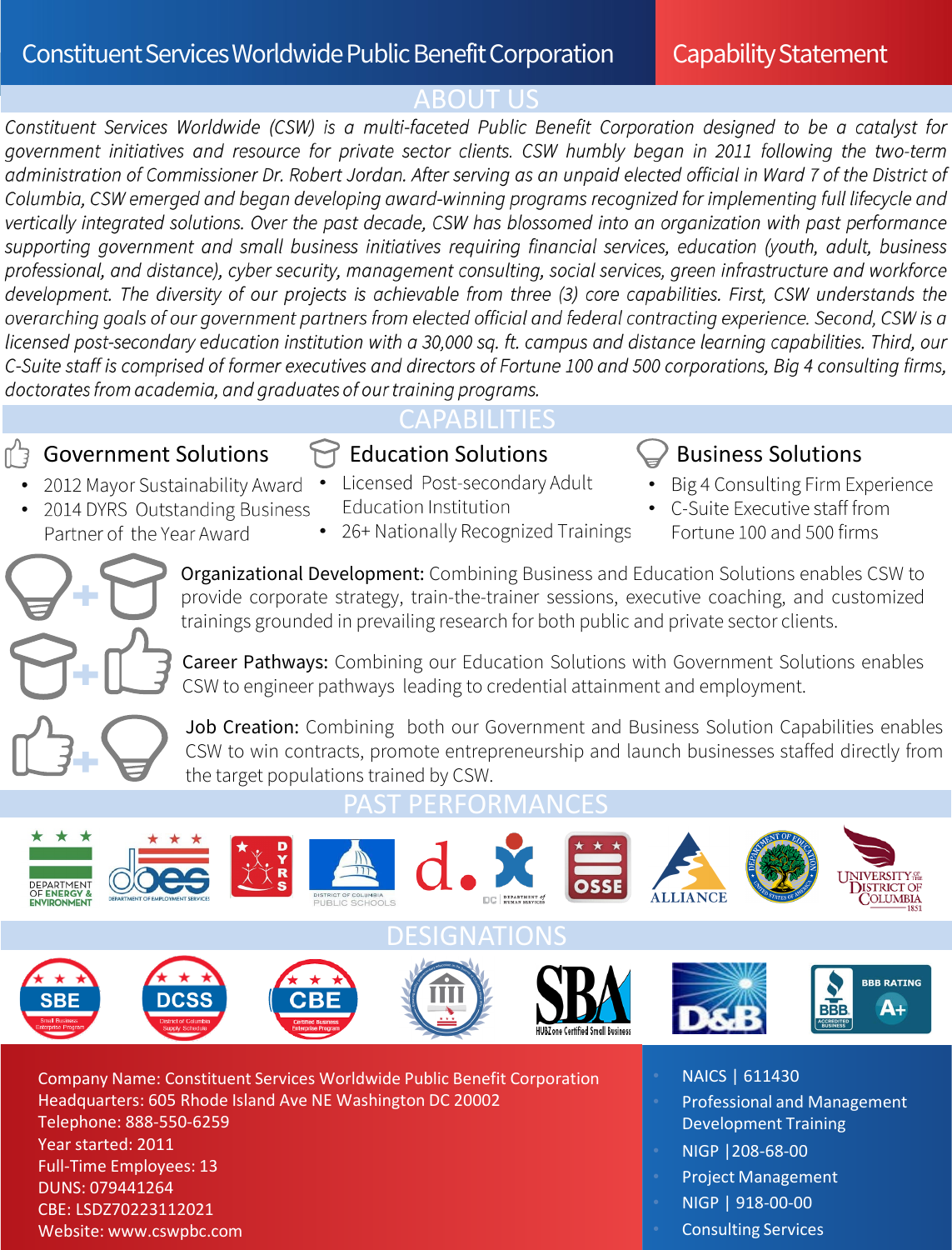# Constituent Services Worldwide Public Benefit Corporation

## Capability Statement

## ABOUT US

*Constituent Services Worldwide (CSW) is a multi-faceted Public Benefit Corporation designed to be a catalyst for government initiatives and resource for private sector clients. CSW humbly began in 2011 following the two-term administration of Commissioner Dr. Robert Jordan. After serving as an unpaid elected official in Ward 7 of the District of Columbia, CSW emerged and began developing award-winning programs recognized for implementing full lifecycle and vertically integrated solutions. Over the past decade, CSW has blossomed into an organization with past performance supporting government and small business initiatives requiring financial services, education (youth, adult, business professional, and distance), cyber security, management consulting, social services, green infrastructure and workforce development. The diversity of our projects is achievable from three (3) core capabilities. First, CSW understands the overarching goals of our government partners from elected official and federal contracting experience. Second, CSW is a licensed post-secondary education institution with a 30,000 sq. ft. campus and distance learning capabilities. Third, our C-Suite staff is comprised of former executives and directors of Fortune 100 and 500 corporations, Big 4 consulting firms, doctorates from academia, and graduates of our training programs.*

## CAPABILITIES

### Government Solutions

- 2012 Mayor Sustainability Award
- 2014 DYRS Outstanding Business Partner of the Year Award

### Education Solutions

- Licensed Post-secondary Adult Education Institution
- 26+ Nationally Recognized Trainings

### Business Solutions

- Big 4 Consulting Firm Experience
- C-Suite Executive staff from Fortune 100 and 500 firms

**Organizational Development:** Combining Business and Education Solutions enables CSW to provide corporate strategy, train-the-trainer sessions, executive coaching, and customized trainings grounded in prevailing research for both public and private sector clients.

**Career Pathways:** Combining our Education Solutions with Government Solutions enables CSW to engineer pathways leading to credential attainment and employment.

**Job Creation:** Combining both our Government and Business Solution Capabilities enables CSW to win contracts, promote entrepreneurship and launch businesses staffed directly from the target populations trained by CSW.

## PAST PERFORMANCES

Department of Energy & Environment; DOES Department of Employment Services; DYRS; District of Columbia Public Schools; d.; DC Department of Human Services; OSSE; Alliance; Department of Education; University of the District of Columbia 1851

## DESIGNATIONS

SBE Small Business Enterprise Program; DCSS District of Columbia Supply Schedule; CBE Certified Business Enterprise Program; SBA HUBZone Certified Small Business; D&B; BBB Rating A+ Accredited Business

Company Name: Constituent Services Worldwide Public Benefit Corporation
Headquarters: 605 Rhode Island Ave NE Washington DC 20002
Telephone: 888-550-6259
Year started: 2011
Full-Time Employees: 13
DUNS: 079441264
CBE: LSDZ70223112021
Website: www.cswpbc.com

- NAICS | 611430
- Professional and Management Development Training
- NIGP |208-68-00
- Project Management
- NIGP | 918-00-00
- Consulting Services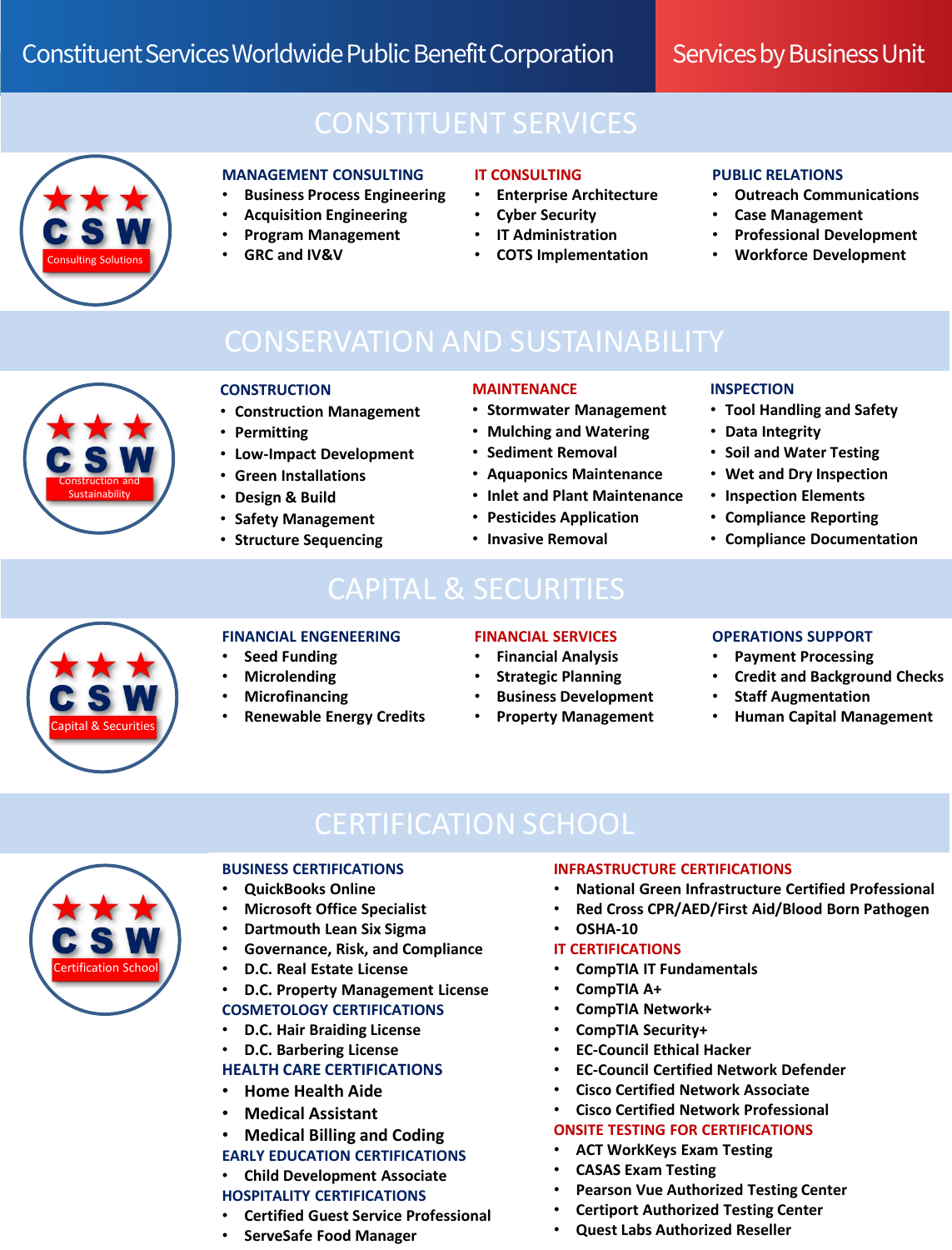# Constituent Services Worldwide Public Benefit Corporation

# Services by Business Unit

## CONSTITUENT SERVICES

CSW Consulting Solutions

### MANAGEMENT CONSULTING
- Business Process Engineering
- Acquisition Engineering
- Program Management
- GRC and IV&V

### IT CONSULTING
- Enterprise Architecture
- Cyber Security
- IT Administration
- COTS Implementation

### PUBLIC RELATIONS
- Outreach Communications
- Case Management
- Professional Development
- Workforce Development

## CONSERVATION AND SUSTAINABILITY

CSW Construction and Sustainability

### CONSTRUCTION
- Construction Management
- Permitting
- Low-Impact Development
- Green Installations
- Design & Build
- Safety Management
- Structure Sequencing

### MAINTENANCE
- Stormwater Management
- Mulching and Watering
- Sediment Removal
- Aquaponics Maintenance
- Inlet and Plant Maintenance
- Pesticides Application
- Invasive Removal

### INSPECTION
- Tool Handling and Safety
- Data Integrity
- Soil and Water Testing
- Wet and Dry Inspection
- Inspection Elements
- Compliance Reporting
- Compliance Documentation

## CAPITAL & SECURITIES

CSW Capital & Securities

### FINANCIAL ENGENEERING
- Seed Funding
- Microlending
- Microfinancing
- Renewable Energy Credits

### FINANCIAL SERVICES
- Financial Analysis
- Strategic Planning
- Business Development
- Property Management

### OPERATIONS SUPPORT
- Payment Processing
- Credit and Background Checks
- Staff Augmentation
- Human Capital Management

## CERTIFICATION SCHOOL

CSW Certification School

### BUSINESS CERTIFICATIONS
- QuickBooks Online
- Microsoft Office Specialist
- Dartmouth Lean Six Sigma
- Governance, Risk, and Compliance
- D.C. Real Estate License
- D.C. Property Management License

### COSMETOLOGY CERTIFICATIONS
- D.C. Hair Braiding License
- D.C. Barbering License

### HEALTH CARE CERTIFICATIONS
- Home Health Aide
- Medical Assistant
- Medical Billing and Coding

### EARLY EDUCATION CERTIFICATIONS
- Child Development Associate

### HOSPITALITY CERTIFICATIONS
- Certified Guest Service Professional
- ServeSafe Food Manager

### INFRASTRUCTURE CERTIFICATIONS
- National Green Infrastructure Certified Professional
- Red Cross CPR/AED/First Aid/Blood Born Pathogen
- OSHA-10

### IT CERTIFICATIONS
- CompTIA IT Fundamentals
- CompTIA A+
- CompTIA Network+
- CompTIA Security+
- EC-Council Ethical Hacker
- EC-Council Certified Network Defender
- Cisco Certified Network Associate
- Cisco Certified Network Professional

### ONSITE TESTING FOR CERTIFICATIONS
- ACT WorkKeys Exam Testing
- CASAS Exam Testing
- Pearson Vue Authorized Testing Center
- Certiport Authorized Testing Center
- Quest Labs Authorized Reseller